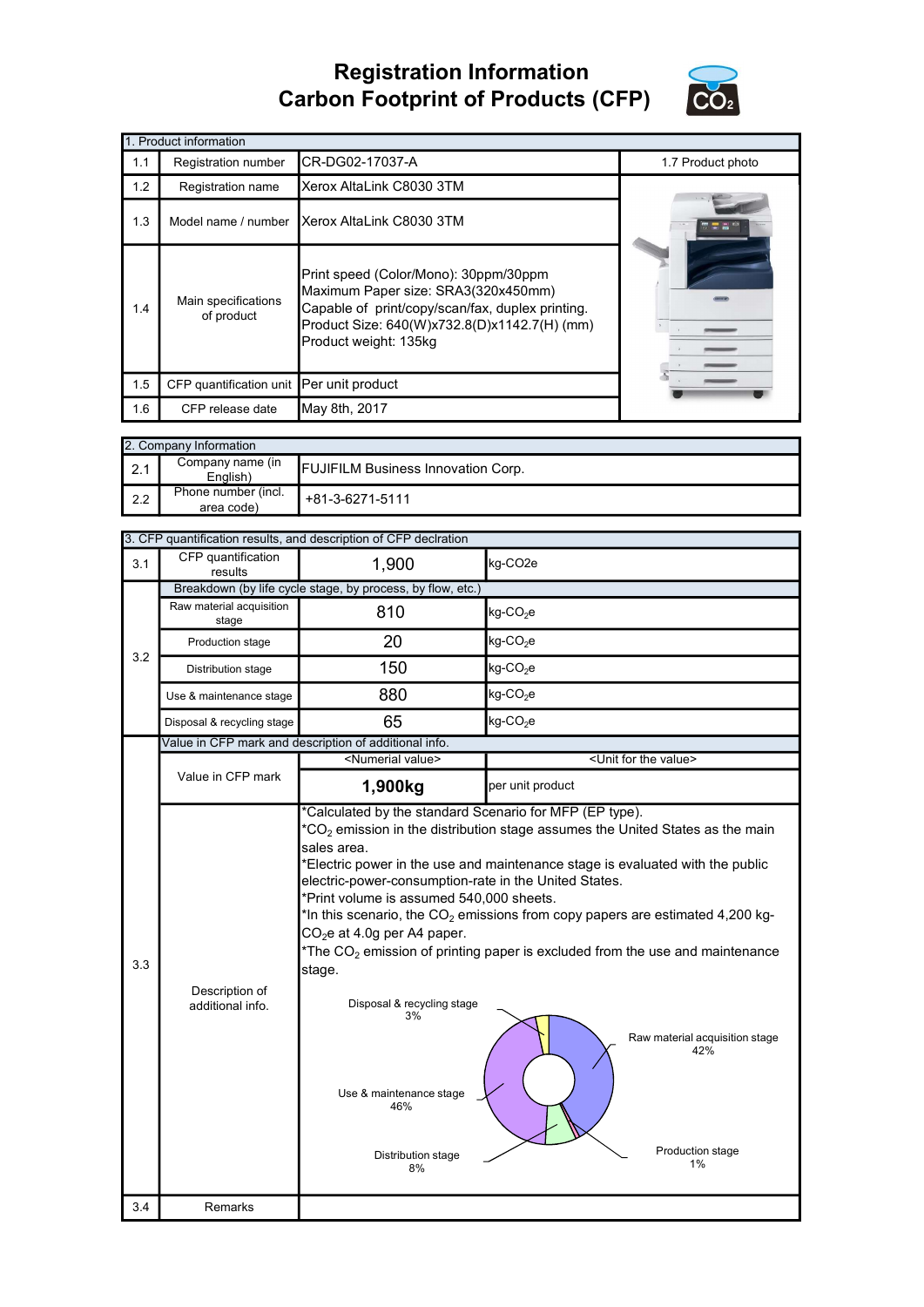# Registration Information
# Carbon Footprint of Products (CFP)

| 1. Product information | | | |
|---|---|---|---|
| 1.1 | Registration number | CR-DG02-17037-A | 1.7 Product photo |
| 1.2 | Registration name | Xerox AltaLink C8030 3TM | |
| 1.3 | Model name / number | Xerox AltaLink C8030 3TM | |
| 1.4 | Main specifications of product | Print speed (Color/Mono): 30ppm/30ppm<br>Maximum Paper size: SRA3(320x450mm)<br>Capable of print/copy/scan/fax, duplex printing.<br>Product Size: 640(W)x732.8(D)x1142.7(H) (mm)<br>Product weight: 135kg | |
| 1.5 | CFP quantification unit | Per unit product | |
| 1.6 | CFP release date | May 8th, 2017 | |

| 2. Company Information | | |
|---|---|---|
| 2.1 | Company name (in English) | FUJIFILM Business Innovation Corp. |
| 2.2 | Phone number (incl. area code) | +81-3-6271-5111 |

| 3. CFP quantification results, and description of CFP declration | | | |
|---|---|---|---|
| 3.1 | CFP quantification results | 1,900 | kg-CO2e |
| 3.2 | Breakdown (by life cycle stage, by process, by flow, etc.) | | |
| | Raw material acquisition stage | 810 | kg-$CO_2$e |
| | Production stage | 20 | kg-$CO_2$e |
| | Distribution stage | 150 | kg-$CO_2$e |
| | Use & maintenance stage | 880 | kg-$CO_2$e |
| | Disposal & recycling stage | 65 | kg-$CO_2$e |
| 3.3 | Value in CFP mark and description of additional info. | | |
| | Value in CFP mark | <Numerial value><br>**1,900kg** | <Unit for the value><br>per unit product |
| | Description of additional info. | *Calculated by the standard Scenario for MFP (EP type).<br>*$CO_2$ emission in the distribution stage assumes the United States as the main sales area.<br>*Electric power in the use and maintenance stage is evaluated with the public electric-power-consumption-rate in the United States.<br>*Print volume is assumed 540,000 sheets.<br>*In this scenario, the $CO_2$ emissions from copy papers are estimated 4,200 kg-$CO_2$e at 4.0g per A4 paper.<br>*The $CO_2$ emission of printing paper is excluded from the use and maintenance stage. | |
| 3.4 | Remarks | | |

Disposal & recycling stage 3%

Raw material acquisition stage 42%

Use & maintenance stage 46%

Distribution stage 8%

Production stage 1%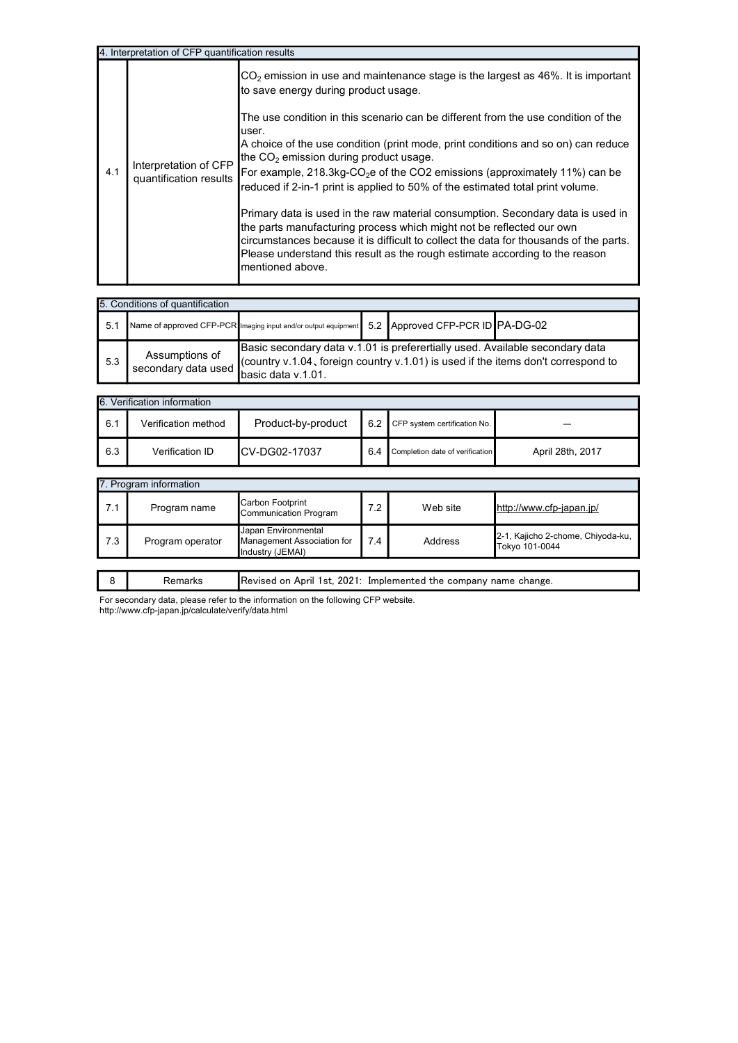| 4. Interpretation of CFP quantification results | | |
|---|---|---|
| 4.1 | Interpretation of CFP quantification results | $CO_2$ emission in use and maintenance stage is the largest as 46%. It is important to save energy during product usage.<br><br>The use condition in this scenario can be different from the use condition of the user.<br>A choice of the use condition (print mode, print conditions and so on) can reduce the $CO_2$ emission during product usage.<br>For example, 218.3kg-$CO_2$e of the CO2 emissions (approximately 11%) can be reduced if 2-in-1 print is applied to 50% of the estimated total print volume.<br><br>Primary data is used in the raw material consumption. Secondary data is used in the parts manufacturing process which might not be reflected our own circumstances because it is difficult to collect the data for thousands of the parts. Please understand this result as the rough estimate according to the reason mentioned above. |

| 5. Conditions of quantification | | | | | |
|---|---|---|---|---|---|
| 5.1 | Name of approved CFP-PCR | Imaging input and/or output equipment | 5.2 | Approved CFP-PCR ID | PA-DG-02 |
| 5.3 | Assumptions of secondary data used | Basic secondary data v.1.01 is preferertially used. Available secondary data (country v.1.04、foreign country v.1.01) is used if the items don't correspond to basic data v.1.01. | | | |

| 6. Verification information | | | | | |
|---|---|---|---|---|---|
| 6.1 | Verification method | Product-by-product | 6.2 | CFP system certification No. | — |
| 6.3 | Verification ID | CV-DG02-17037 | 6.4 | Completion date of verification | April 28th, 2017 |

| 7. Program information | | | | | |
|---|---|---|---|---|---|
| 7.1 | Program name | Carbon Footprint Communication Program | 7.2 | Web site | http://www.cfp-japan.jp/ |
| 7.3 | Program operator | Japan Environmental Management Association for Industry (JEMAI) | 7.4 | Address | 2-1, Kajicho 2-chome, Chiyoda-ku, Tokyo 101-0044 |

| | | |
|---|---|---|
| 8 | Remarks | Revised on April 1st, 2021: Implemented the company name change. |

For secondary data, please refer to the information on the following CFP website.
http://www.cfp-japan.jp/calculate/verify/data.html